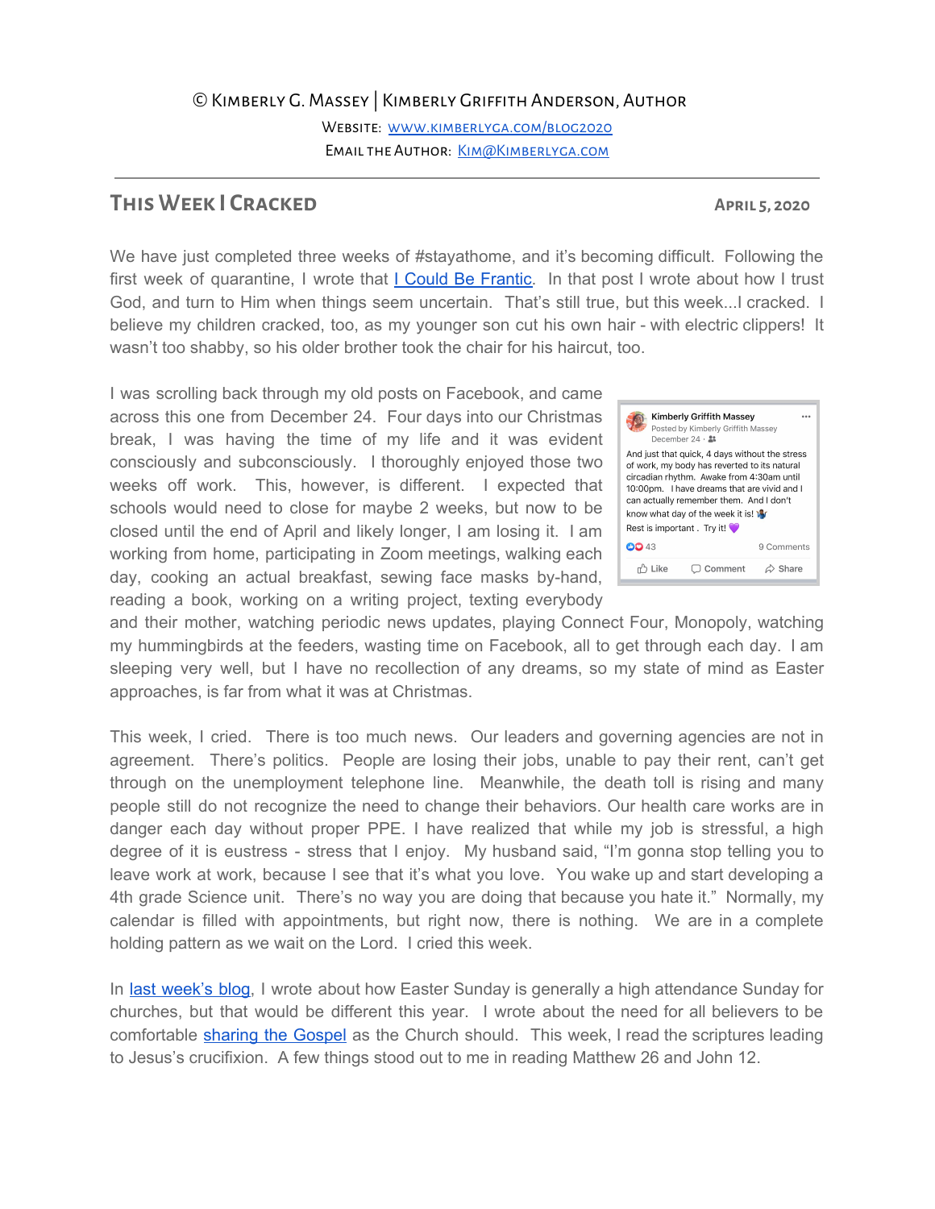© Kimberly G. Massey | Kimberly Griffith Anderson, Author

Website: [www.kimberlyga.com/blog2020](www.kimberlyga.com/blog2020)

Email the Author: [Kim@Kimberlyga.com](mailto:Kim@Kimberlyga.com)

---

## This Week I Cracked

**April 5, 2020**

We have just completed three weeks of #stayathome, and it's becoming difficult. Following the first week of quarantine, I wrote that [I Could Be Frantic](). In that post I wrote about how I trust God, and turn to Him when things seem uncertain. That's still true, but this week...I cracked. I believe my children cracked, too, as my younger son cut his own hair - with electric clippers! It wasn't too shabby, so his older brother took the chair for his haircut, too.

I was scrolling back through my old posts on Facebook, and came across this one from December 24. Four days into our Christmas break, I was having the time of my life and it was evident consciously and subconsciously. I thoroughly enjoyed those two weeks off work. This, however, is different. I expected that schools would need to close for maybe 2 weeks, but now to be closed until the end of April and likely longer, I am losing it. I am working from home, participating in Zoom meetings, walking each day, cooking an actual breakfast, sewing face masks by-hand, reading a book, working on a writing project, texting everybody and their mother, watching periodic news updates, playing Connect Four, Monopoly, watching my hummingbirds at the feeders, wasting time on Facebook, all to get through each day. I am sleeping very well, but I have no recollection of any dreams, so my state of mind as Easter approaches, is far from what it was at Christmas.

> **Kimberly Griffith Massey**
> Posted by Kimberly Griffith Massey
> December 24
>
> And just that quick, 4 days without the stress of work, my body has reverted to its natural circadian rhythm. Awake from 4:30am until 10:00pm. I have dreams that are vivid and I can actually remember them. And I don't know what day of the week it is! 🤷
>
> Rest is important . Try it! 💜
>
> 43 · 9 Comments
>
> Like · Comment · Share

This week, I cried. There is too much news. Our leaders and governing agencies are not in agreement. There's politics. People are losing their jobs, unable to pay their rent, can't get through on the unemployment telephone line. Meanwhile, the death toll is rising and many people still do not recognize the need to change their behaviors. Our health care works are in danger each day without proper PPE. I have realized that while my job is stressful, a high degree of it is eustress - stress that I enjoy. My husband said, "I'm gonna stop telling you to leave work at work, because I see that it's what you love. You wake up and start developing a 4th grade Science unit. There's no way you are doing that because you hate it." Normally, my calendar is filled with appointments, but right now, there is nothing. We are in a complete holding pattern as we wait on the Lord. I cried this week.

In [last week's blog](), I wrote about how Easter Sunday is generally a high attendance Sunday for churches, but that would be different this year. I wrote about the need for all believers to be comfortable [sharing the Gospel]() as the Church should. This week, I read the scriptures leading to Jesus's crucifixion. A few things stood out to me in reading Matthew 26 and John 12.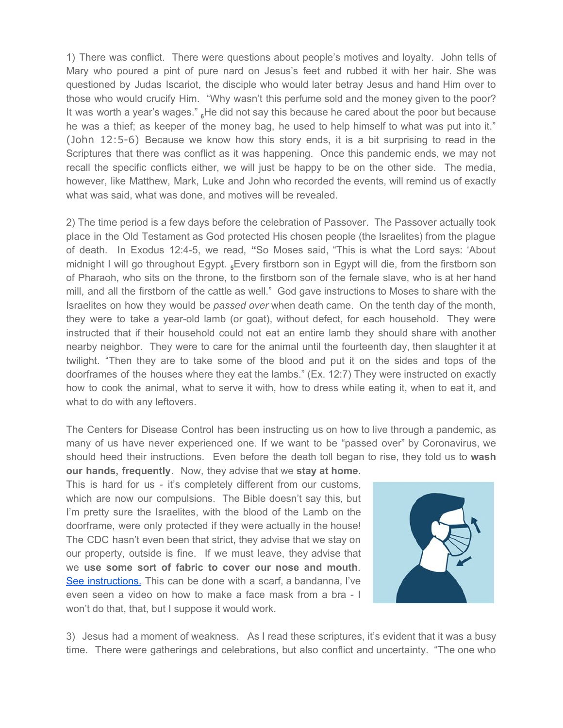1) There was conflict. There were questions about people's motives and loyalty. John tells of Mary who poured a pint of pure nard on Jesus's feet and rubbed it with her hair. She was questioned by Judas Iscariot, the disciple who would later betray Jesus and hand Him over to those who would crucify Him. "Why wasn't this perfume sold and the money given to the poor? It was worth a year's wages." [6]He did not say this because he cared about the poor but because he was a thief; as keeper of the money bag, he used to help himself to what was put into it." (John 12:5-6) Because we know how this story ends, it is a bit surprising to read in the Scriptures that there was conflict as it was happening. Once this pandemic ends, we may not recall the specific conflicts either, we will just be happy to be on the other side. The media, however, like Matthew, Mark, Luke and John who recorded the events, will remind us of exactly what was said, what was done, and motives will be revealed.

2) The time period is a few days before the celebration of Passover. The Passover actually took place in the Old Testament as God protected His chosen people (the Israelites) from the plague of death. In Exodus 12:4-5, we read, **"**So Moses said, "This is what the Lord says: 'About midnight I will go throughout Egypt. [5]Every firstborn son in Egypt will die, from the firstborn son of Pharaoh, who sits on the throne, to the firstborn son of the female slave, who is at her hand mill, and all the firstborn of the cattle as well." God gave instructions to Moses to share with the Israelites on how they would be *passed over* when death came. On the tenth day of the month, they were to take a year-old lamb (or goat), without defect, for each household. They were instructed that if their household could not eat an entire lamb they should share with another nearby neighbor. They were to care for the animal until the fourteenth day, then slaughter it at twilight. "Then they are to take some of the blood and put it on the sides and tops of the doorframes of the houses where they eat the lambs." (Ex. 12:7) They were instructed on exactly how to cook the animal, what to serve it with, how to dress while eating it, when to eat it, and what to do with any leftovers.

The Centers for Disease Control has been instructing us on how to live through a pandemic, as many of us have never experienced one. If we want to be "passed over" by Coronavirus, we should heed their instructions. Even before the death toll began to rise, they told us to **wash our hands, frequently**. Now, they advise that we **stay at home**. This is hard for us - it's completely different from our customs, which are now our compulsions. The Bible doesn't say this, but I'm pretty sure the Israelites, with the blood of the Lamb on the doorframe, were only protected if they were actually in the house! The CDC hasn't even been that strict, they advise that we stay on our property, outside is fine. If we must leave, they advise that we **use some sort of fabric to cover our nose and mouth**. [See instructions.] This can be done with a scarf, a bandanna, I've even seen a video on how to make a face mask from a bra - I won't do that, that, but I suppose it would work.

3) Jesus had a moment of weakness. As I read these scriptures, it's evident that it was a busy time. There were gatherings and celebrations, but also conflict and uncertainty. "The one who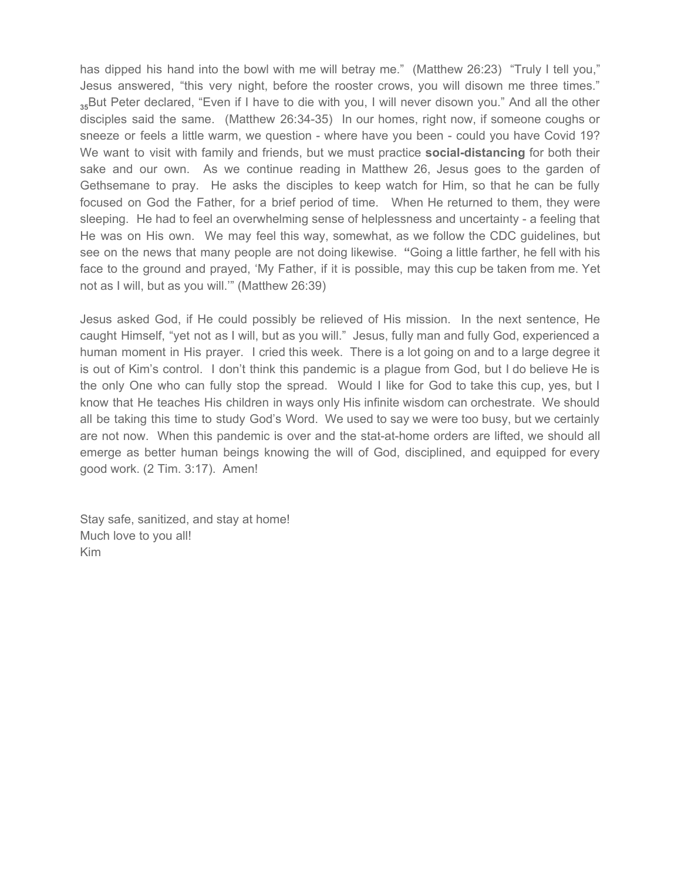has dipped his hand into the bowl with me will betray me." (Matthew 26:23) "Truly I tell you," Jesus answered, "this very night, before the rooster crows, you will disown me three times." [35]But Peter declared, "Even if I have to die with you, I will never disown you." And all the other disciples said the same. (Matthew 26:34-35) In our homes, right now, if someone coughs or sneeze or feels a little warm, we question - where have you been - could you have Covid 19? We want to visit with family and friends, but we must practice **social-distancing** for both their sake and our own. As we continue reading in Matthew 26, Jesus goes to the garden of Gethsemane to pray. He asks the disciples to keep watch for Him, so that he can be fully focused on God the Father, for a brief period of time. When He returned to them, they were sleeping. He had to feel an overwhelming sense of helplessness and uncertainty - a feeling that He was on His own. We may feel this way, somewhat, as we follow the CDC guidelines, but see on the news that many people are not doing likewise. **"**Going a little farther, he fell with his face to the ground and prayed, 'My Father, if it is possible, may this cup be taken from me. Yet not as I will, but as you will.'" (Matthew 26:39)

Jesus asked God, if He could possibly be relieved of His mission. In the next sentence, He caught Himself, "yet not as I will, but as you will." Jesus, fully man and fully God, experienced a human moment in His prayer. I cried this week. There is a lot going on and to a large degree it is out of Kim's control. I don't think this pandemic is a plague from God, but I do believe He is the only One who can fully stop the spread. Would I like for God to take this cup, yes, but I know that He teaches His children in ways only His infinite wisdom can orchestrate. We should all be taking this time to study God's Word. We used to say we were too busy, but we certainly are not now. When this pandemic is over and the stat-at-home orders are lifted, we should all emerge as better human beings knowing the will of God, disciplined, and equipped for every good work. (2 Tim. 3:17). Amen!

Stay safe, sanitized, and stay at home!
Much love to you all!
Kim